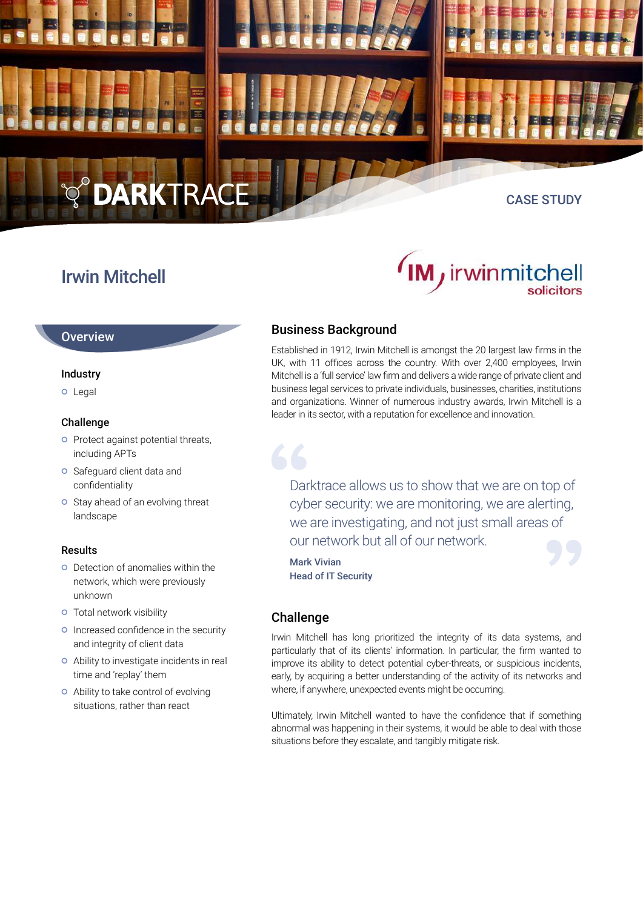DARKTRACE

CASE STUDY

# Irwin Mitchell

irwinmitchell solicitors

## Overview

### Industry

- Legal

### Challenge

- Protect against potential threats, including APTs
- Safeguard client data and confidentiality
- Stay ahead of an evolving threat landscape

### Results

- Detection of anomalies within the network, which were previously unknown
- Total network visibility
- Increased confidence in the security and integrity of client data
- Ability to investigate incidents in real time and 'replay' them
- Ability to take control of evolving situations, rather than react

## Business Background

Established in 1912, Irwin Mitchell is amongst the 20 largest law firms in the UK, with 11 offices across the country. With over 2,400 employees, Irwin Mitchell is a 'full service' law firm and delivers a wide range of private client and business legal services to private individuals, businesses, charities, institutions and organizations. Winner of numerous industry awards, Irwin Mitchell is a leader in its sector, with a reputation for excellence and innovation.

> Darktrace allows us to show that we are on top of cyber security: we are monitoring, we are alerting, we are investigating, and not just small areas of our network but all of our network.
>
> **Mark Vivian**
> **Head of IT Security**

## Challenge

Irwin Mitchell has long prioritized the integrity of its data systems, and particularly that of its clients' information. In particular, the firm wanted to improve its ability to detect potential cyber-threats, or suspicious incidents, early, by acquiring a better understanding of the activity of its networks and where, if anywhere, unexpected events might be occurring.

Ultimately, Irwin Mitchell wanted to have the confidence that if something abnormal was happening in their systems, it would be able to deal with those situations before they escalate, and tangibly mitigate risk.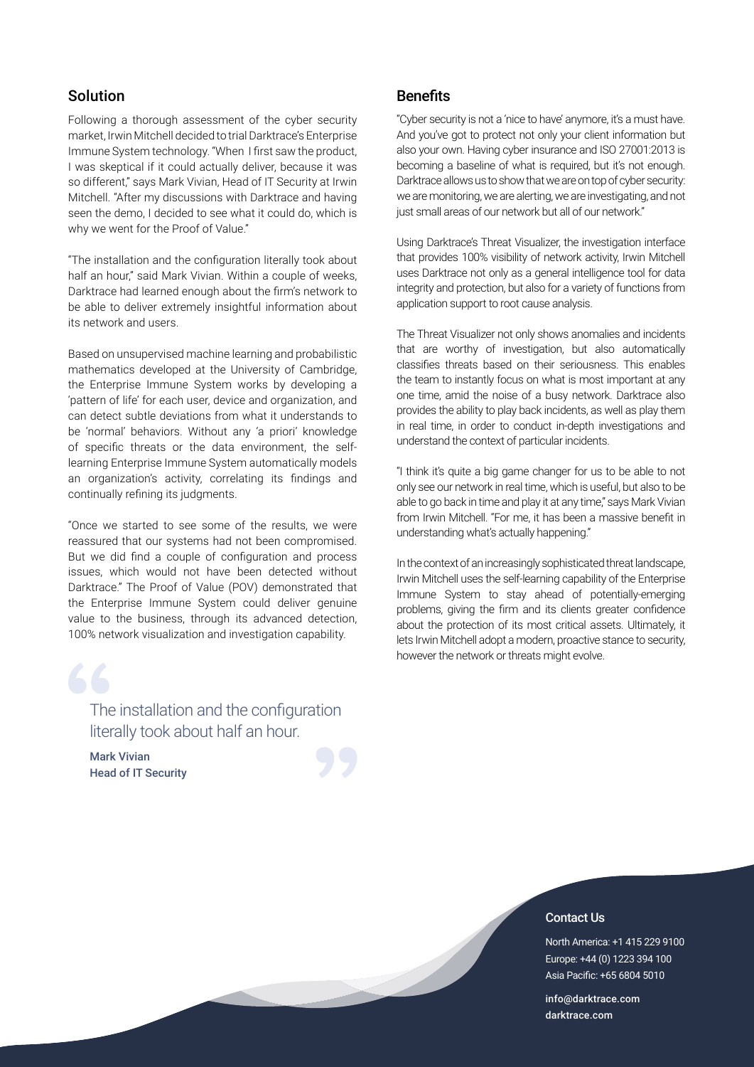## Solution

Following a thorough assessment of the cyber security market, Irwin Mitchell decided to trial Darktrace's Enterprise Immune System technology. "When I first saw the product, I was skeptical if it could actually deliver, because it was so different," says Mark Vivian, Head of IT Security at Irwin Mitchell. "After my discussions with Darktrace and having seen the demo, I decided to see what it could do, which is why we went for the Proof of Value."

"The installation and the configuration literally took about half an hour," said Mark Vivian. Within a couple of weeks, Darktrace had learned enough about the firm's network to be able to deliver extremely insightful information about its network and users.

Based on unsupervised machine learning and probabilistic mathematics developed at the University of Cambridge, the Enterprise Immune System works by developing a 'pattern of life' for each user, device and organization, and can detect subtle deviations from what it understands to be 'normal' behaviors. Without any 'a priori' knowledge of specific threats or the data environment, the self-learning Enterprise Immune System automatically models an organization's activity, correlating its findings and continually refining its judgments.

"Once we started to see some of the results, we were reassured that our systems had not been compromised. But we did find a couple of configuration and process issues, which would not have been detected without Darktrace." The Proof of Value (POV) demonstrated that the Enterprise Immune System could deliver genuine value to the business, through its advanced detection, 100% network visualization and investigation capability.

> The installation and the configuration literally took about half an hour.
>
> **Mark Vivian**
> **Head of IT Security**

## Benefits

"Cyber security is not a 'nice to have' anymore, it's a must have. And you've got to protect not only your client information but also your own. Having cyber insurance and ISO 27001:2013 is becoming a baseline of what is required, but it's not enough. Darktrace allows us to show that we are on top of cyber security: we are monitoring, we are alerting, we are investigating, and not just small areas of our network but all of our network."

Using Darktrace's Threat Visualizer, the investigation interface that provides 100% visibility of network activity, Irwin Mitchell uses Darktrace not only as a general intelligence tool for data integrity and protection, but also for a variety of functions from application support to root cause analysis.

The Threat Visualizer not only shows anomalies and incidents that are worthy of investigation, but also automatically classifies threats based on their seriousness. This enables the team to instantly focus on what is most important at any one time, amid the noise of a busy network. Darktrace also provides the ability to play back incidents, as well as play them in real time, in order to conduct in-depth investigations and understand the context of particular incidents.

"I think it's quite a big game changer for us to be able to not only see our network in real time, which is useful, but also to be able to go back in time and play it at any time," says Mark Vivian from Irwin Mitchell. "For me, it has been a massive benefit in understanding what's actually happening."

In the context of an increasingly sophisticated threat landscape, Irwin Mitchell uses the self-learning capability of the Enterprise Immune System to stay ahead of potentially-emerging problems, giving the firm and its clients greater confidence about the protection of its most critical assets. Ultimately, it lets Irwin Mitchell adopt a modern, proactive stance to security, however the network or threats might evolve.

### Contact Us

North America: +1 415 229 9100
Europe: +44 (0) 1223 394 100
Asia Pacific: +65 6804 5010

info@darktrace.com
darktrace.com